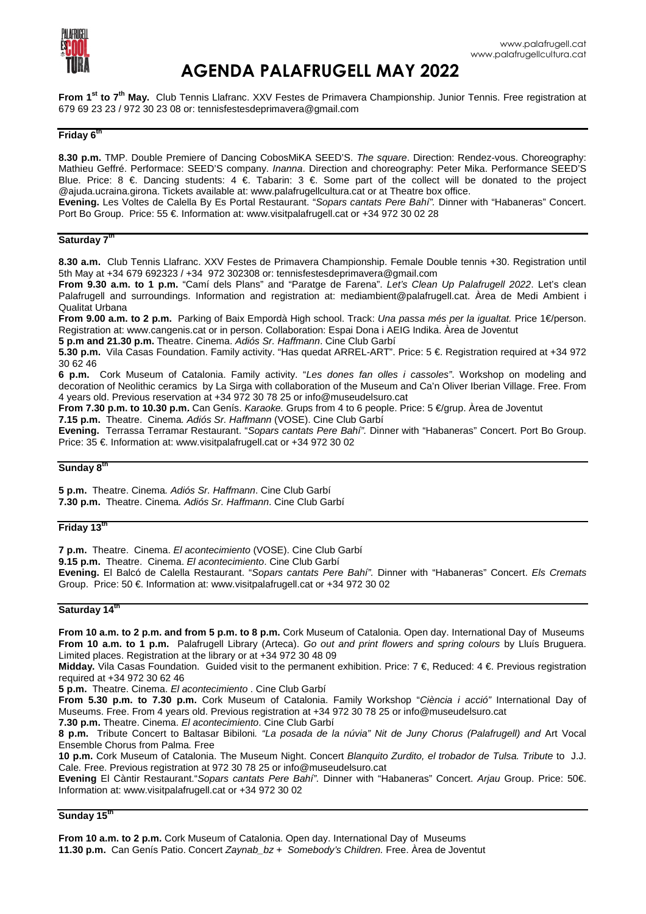www.palafrugell.cat
www.palafrugellcultura.cat

# AGENDA PALAFRUGELL MAY 2022

**From 1st to 7th May.** Club Tennis Llafranc. XXV Festes de Primavera Championship. Junior Tennis. Free registration at 679 69 23 23 / 972 30 23 08 or: tennisfestesdeprimavera@gmail.com

## Friday 6th

**8.30 p.m.** TMP. Double Premiere of Dancing CobosMiKA SEED'S. *The square*. Direction: Rendez-vous. Choreography: Mathieu Geffré. Performace: SEED'S company. *Inanna*. Direction and choreography: Peter Mika. Performance SEED'S Blue. Price: 8 €. Dancing students: 4 €. Tabarin: 3 €. Some part of the collect will be donated to the project @ajuda.ucraina.girona. Tickets available at: www.palafrugellcultura.cat or at Theatre box office.

**Evening.** Les Voltes de Calella By Es Portal Restaurant. "*Sopars cantats Pere Bahí".* Dinner with "Habaneras" Concert. Port Bo Group. Price: 55 €. Information at: www.visitpalafrugell.cat or +34 972 30 02 28

## Saturday 7th

**8.30 a.m.** Club Tennis Llafranc. XXV Festes de Primavera Championship. Female Double tennis +30. Registration until 5th May at +34 679 692323 / +34 972 302308 or: tennisfestesdeprimavera@gmail.com

**From 9.30 a.m. to 1 p.m.** "Camí dels Plans" and "Paratge de Farena". *Let's Clean Up Palafrugell 2022*. Let's clean Palafrugell and surroundings. Information and registration at: mediambient@palafrugell.cat. Àrea de Medi Ambient i Qualitat Urbana

**From 9.00 a.m. to 2 p.m.** Parking of Baix Empordà High school. Track: *Una passa més per la igualtat.* Price 1€/person. Registration at: www.cangenis.cat or in person. Collaboration: Espai Dona i AEIG Indika. Àrea de Joventut

**5 p.m and 21.30 p.m.** Theatre. Cinema. *Adiós Sr. Haffmann*. Cine Club Garbí

**5.30 p.m.** Vila Casas Foundation. Family activity. "Has quedat ARREL-ART". Price: 5 €. Registration required at +34 972 30 62 46

**6 p.m.** Cork Museum of Catalonia. Family activity. "*Les dones fan olles i cassoles".* Workshop on modeling and decoration of Neolithic ceramics by La Sirga with collaboration of the Museum and Ca'n Oliver Iberian Village. Free. From 4 years old. Previous reservation at +34 972 30 78 25 or info@museudelsuro.cat

**From 7.30 p.m. to 10.30 p.m.** Can Genís. *Karaoke.* Grups from 4 to 6 people. Price: 5 €/grup. Àrea de Joventut

**7.15 p.m.** Theatre. Cinema*. Adiós Sr. Haffmann* (VOSE). Cine Club Garbí

**Evening.** Terrassa Terramar Restaurant. "*Sopars cantats Pere Bahí".* Dinner with "Habaneras" Concert. Port Bo Group. Price: 35 €. Information at: www.visitpalafrugell.cat or +34 972 30 02

## Sunday 8th

**5 p.m.** Theatre. Cinema*. Adiós Sr. Haffmann*. Cine Club Garbí

**7.30 p.m.** Theatre. Cinema*. Adiós Sr. Haffmann*. Cine Club Garbí

## Friday 13th

**7 p.m.** Theatre. Cinema. *El acontecimiento* (VOSE). Cine Club Garbí

**9.15 p.m.** Theatre. Cinema. *El acontecimiento*. Cine Club Garbí

**Evening.** El Balcó de Calella Restaurant. "*Sopars cantats Pere Bahí".* Dinner with "Habaneras" Concert. *Els Cremats* Group. Price: 50 €. Information at: www.visitpalafrugell.cat or +34 972 30 02

## Saturday 14th

**From 10 a.m. to 2 p.m. and from 5 p.m. to 8 p.m.** Cork Museum of Catalonia. Open day. International Day of Museums

**From 10 a.m. to 1 p.m.** Palafrugell Library (Arteca). *Go out and print flowers and spring colours* by Lluís Bruguera. Limited places. Registration at the library or at +34 972 30 48 09

**Midday.** Vila Casas Foundation. Guided visit to the permanent exhibition. Price: 7 €, Reduced: 4 €. Previous registration required at +34 972 30 62 46

**5 p.m.** Theatre. Cinema. *El acontecimiento* . Cine Club Garbí

**From 5.30 p.m. to 7.30 p.m.** Cork Museum of Catalonia. Family Workshop "*Ciència i acció"* International Day of Museums. Free. From 4 years old. Previous registration at +34 972 30 78 25 or info@museudelsuro.cat

**7.30 p.m.** Theatre. Cinema. *El acontecimiento*. Cine Club Garbí

**8 p.m.** Tribute Concert to Baltasar Bibiloni*. "La posada de la núvia" Nit de Juny Chorus (Palafrugell) and* Art Vocal Ensemble Chorus from Palma*.* Free

**10 p.m.** Cork Museum of Catalonia. The Museum Night. Concert *Blanquito Zurdito, el trobador de Tulsa. Tribute* to J.J. Cale*.* Free. Previous registration at 972 30 78 25 or info@museudelsuro.cat

**Evening** El Càntir Restaurant."*Sopars cantats Pere Bahí".* Dinner with "Habaneras" Concert. *Arjau* Group. Price: 50€. Information at: www.visitpalafrugell.cat or +34 972 30 02

## Sunday 15th

**From 10 a.m. to 2 p.m.** Cork Museum of Catalonia. Open day. International Day of Museums

**11.30 p.m.** Can Genís Patio. Concert *Zaynab_bz + Somebody's Children.* Free. Àrea de Joventut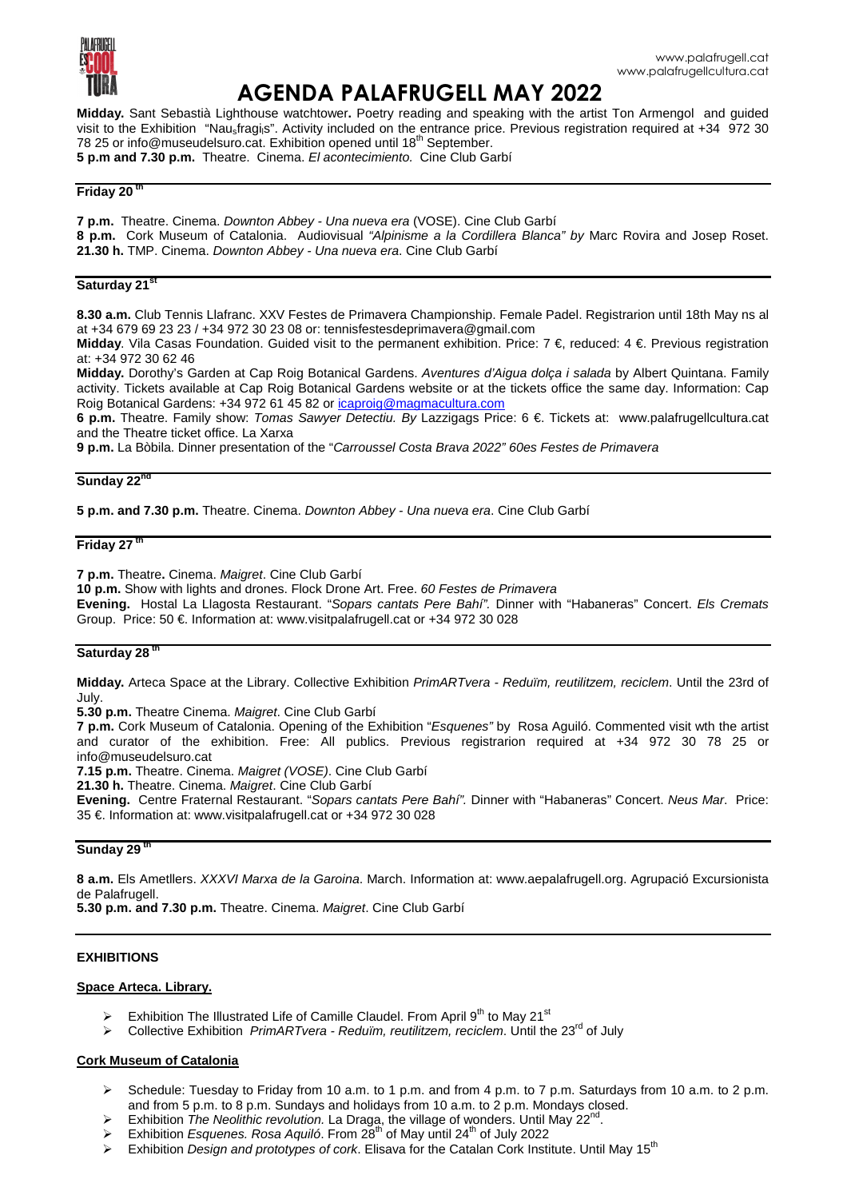# AGENDA PALAFRUGELL MAY 2022

**Midday.** Sant Sebastià Lighthouse watchtower**.** Poetry reading and speaking with the artist Ton Armengol and guided visit to the Exhibition "Nau$_s$fragi$_s$". Activity included on the entrance price. Previous registration required at +34 972 30 78 25 or info@museudelsuro.cat. Exhibition opened until 18th September.
**5 p.m and 7.30 p.m.** Theatre. Cinema. *El acontecimiento.* Cine Club Garbí

## Friday 20th

**7 p.m.** Theatre. Cinema. *Downton Abbey - Una nueva era* (VOSE). Cine Club Garbí
**8 p.m.** Cork Museum of Catalonia. Audiovisual *"Alpinisme a la Cordillera Blanca" by* Marc Rovira and Josep Roset.
**21.30 h.** TMP. Cinema. *Downton Abbey - Una nueva era*. Cine Club Garbí

## Saturday 21st

**8.30 a.m.** Club Tennis Llafranc. XXV Festes de Primavera Championship. Female Padel. Registrarion until 18th May ns al at +34 679 69 23 23 / +34 972 30 23 08 or: tennisfestesdeprimavera@gmail.com
**Midday**. Vila Casas Foundation. Guided visit to the permanent exhibition. Price: 7 €, reduced: 4 €. Previous registration at: +34 972 30 62 46
**Midday.** Dorothy's Garden at Cap Roig Botanical Gardens. *Aventures d'Aigua dolça i salada* by Albert Quintana. Family activity. Tickets available at Cap Roig Botanical Gardens website or at the tickets office the same day. Information: Cap Roig Botanical Gardens: +34 972 61 45 82 or icaproig@magmacultura.com
**6 p.m.** Theatre. Family show: *Tomas Sawyer Detectiu. By* Lazzigags Price: 6 €. Tickets at: www.palafrugellcultura.cat and the Theatre ticket office. La Xarxa
**9 p.m.** La Bòbila. Dinner presentation of the "*Carroussel Costa Brava 2022" 60es Festes de Primavera*

## Sunday 22nd

**5 p.m. and 7.30 p.m.** Theatre. Cinema. *Downton Abbey - Una nueva era*. Cine Club Garbí

## Friday 27th

**7 p.m.** Theatre**.** Cinema. *Maigret*. Cine Club Garbí
**10 p.m.** Show with lights and drones. Flock Drone Art. Free. *60 Festes de Primavera*
**Evening.** Hostal La Llagosta Restaurant. "*Sopars cantats Pere Bahí".* Dinner with "Habaneras" Concert. *Els Cremats* Group. Price: 50 €. Information at: www.visitpalafrugell.cat or +34 972 30 028

## Saturday 28th

**Midday.** Arteca Space at the Library. Collective Exhibition *PrimARTvera - Reduïm, reutilitzem, reciclem*. Until the 23rd of July.
**5.30 p.m.** Theatre Cinema. *Maigret*. Cine Club Garbí
**7 p.m.** Cork Museum of Catalonia. Opening of the Exhibition "*Esquenes"* by Rosa Aguiló. Commented visit wth the artist and curator of the exhibition. Free: All publics. Previous registrarion required at +34 972 30 78 25 or info@museudelsuro.cat
**7.15 p.m.** Theatre. Cinema. *Maigret (VOSE)*. Cine Club Garbí
**21.30 h.** Theatre. Cinema. *Maigret*. Cine Club Garbí
**Evening.** Centre Fraternal Restaurant. "*Sopars cantats Pere Bahí".* Dinner with "Habaneras" Concert. *Neus Mar*. Price: 35 €. Information at: www.visitpalafrugell.cat or +34 972 30 028

## Sunday 29th

**8 a.m.** Els Ametllers. *XXXVI Marxa de la Garoina*. March. Information at: www.aepalafrugell.org. Agrupació Excursionista de Palafrugell.
**5.30 p.m. and 7.30 p.m.** Theatre. Cinema. *Maigret*. Cine Club Garbí

## EXHIBITIONS

### Space Arteca. Library.

- Exhibition The Illustrated Life of Camille Claudel. From April 9th to May 21st
- Collective Exhibition *PrimARTvera - Reduïm, reutilitzem, reciclem*. Until the 23rd of July

### Cork Museum of Catalonia

- Schedule: Tuesday to Friday from 10 a.m. to 1 p.m. and from 4 p.m. to 7 p.m. Saturdays from 10 a.m. to 2 p.m. and from 5 p.m. to 8 p.m. Sundays and holidays from 10 a.m. to 2 p.m. Mondays closed.
- Exhibition *The Neolithic revolution.* La Draga, the village of wonders. Until May 22nd.
- Exhibition *Esquenes. Rosa Aquiló*. From 28th of May until 24th of July 2022
- Exhibition *Design and prototypes of cork*. Elisava for the Catalan Cork Institute. Until May 15th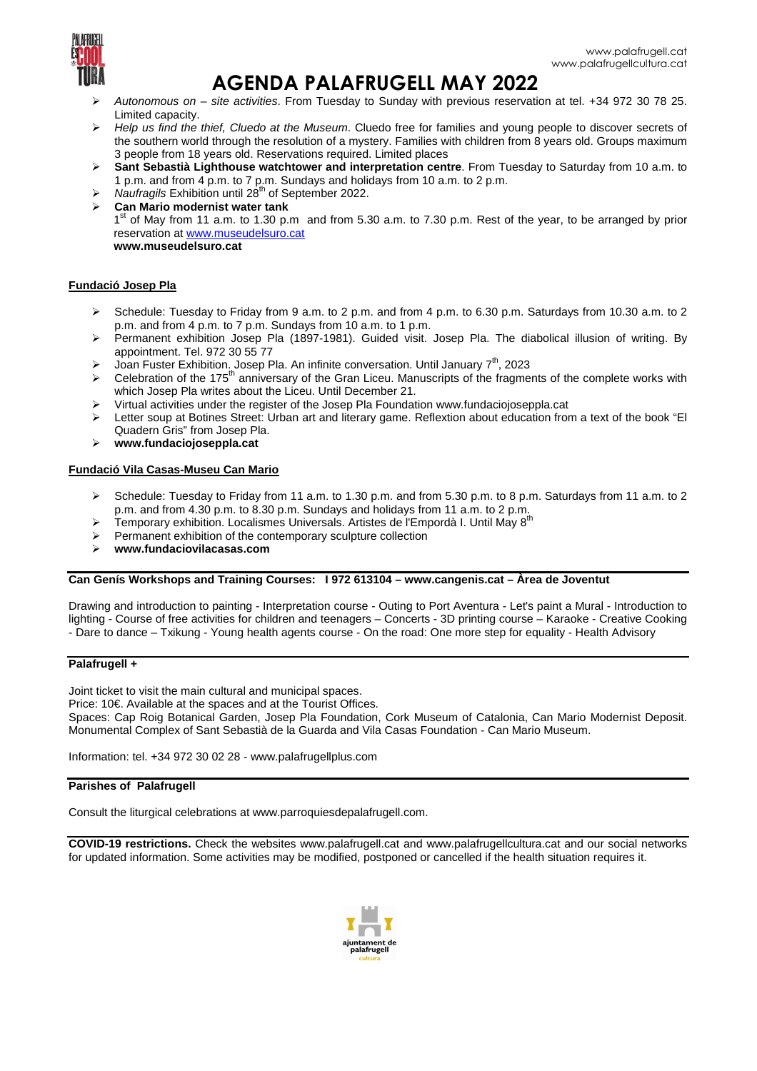# AGENDA PALAFRUGELL MAY 2022

- *Autonomous on – site activities*. From Tuesday to Sunday with previous reservation at tel. +34 972 30 78 25. Limited capacity.
- *Help us find the thief, Cluedo at the Museum*. Cluedo free for families and young people to discover secrets of the southern world through the resolution of a mystery. Families with children from 8 years old. Groups maximum 3 people from 18 years old. Reservations required. Limited places
- **Sant Sebastià Lighthouse watchtower and interpretation centre**. From Tuesday to Saturday from 10 a.m. to 1 p.m. and from 4 p.m. to 7 p.m. Sundays and holidays from 10 a.m. to 2 p.m.
- *Naufragils* Exhibition until 28th of September 2022.
- **Can Mario modernist water tank**
  1st of May from 11 a.m. to 1.30 p.m and from 5.30 a.m. to 7.30 p.m. Rest of the year, to be arranged by prior reservation at www.museudelsuro.cat
  **www.museudelsuro.cat**

## Fundació Josep Pla

- Schedule: Tuesday to Friday from 9 a.m. to 2 p.m. and from 4 p.m. to 6.30 p.m. Saturdays from 10.30 a.m. to 2 p.m. and from 4 p.m. to 7 p.m. Sundays from 10 a.m. to 1 p.m.
- Permanent exhibition Josep Pla (1897-1981). Guided visit. Josep Pla. The diabolical illusion of writing. By appointment. Tel. 972 30 55 77
- Joan Fuster Exhibition. Josep Pla. An infinite conversation. Until January 7th, 2023
- Celebration of the 175th anniversary of the Gran Liceu. Manuscripts of the fragments of the complete works with which Josep Pla writes about the Liceu. Until December 21.
- Virtual activities under the register of the Josep Pla Foundation www.fundaciojoseppla.cat
- Letter soup at Botines Street: Urban art and literary game. Reflextion about education from a text of the book "El Quadern Gris" from Josep Pla.
- **www.fundaciojoseppla.cat**

## Fundació Vila Casas-Museu Can Mario

- Schedule: Tuesday to Friday from 11 a.m. to 1.30 p.m. and from 5.30 p.m. to 8 p.m. Saturdays from 11 a.m. to 2 p.m. and from 4.30 p.m. to 8.30 p.m. Sundays and holidays from 11 a.m. to 2 p.m.
- Temporary exhibition. Localismes Universals. Artistes de l'Empordà I. Until May 8th
- Permanent exhibition of the contemporary sculpture collection
- **www.fundaciovilacasas.com**

## Can Genís Workshops and Training Courses: I 972 613104 – www.cangenis.cat – Àrea de Joventut

Drawing and introduction to painting - Interpretation course - Outing to Port Aventura - Let's paint a Mural - Introduction to lighting - Course of free activities for children and teenagers – Concerts - 3D printing course – Karaoke - Creative Cooking - Dare to dance – Txikung - Young health agents course - On the road: One more step for equality - Health Advisory

## Palafrugell +

Joint ticket to visit the main cultural and municipal spaces.
Price: 10€. Available at the spaces and at the Tourist Offices.
Spaces: Cap Roig Botanical Garden, Josep Pla Foundation, Cork Museum of Catalonia, Can Mario Modernist Deposit. Monumental Complex of Sant Sebastià de la Guarda and Vila Casas Foundation - Can Mario Museum.

Information: tel. +34 972 30 02 28 - www.palafrugellplus.com

## Parishes of Palafrugell

Consult the liturgical celebrations at www.parroquiesdepalafrugell.com.

**COVID-19 restrictions.** Check the websites www.palafrugell.cat and www.palafrugellcultura.cat and our social networks for updated information. Some activities may be modified, postponed or cancelled if the health situation requires it.